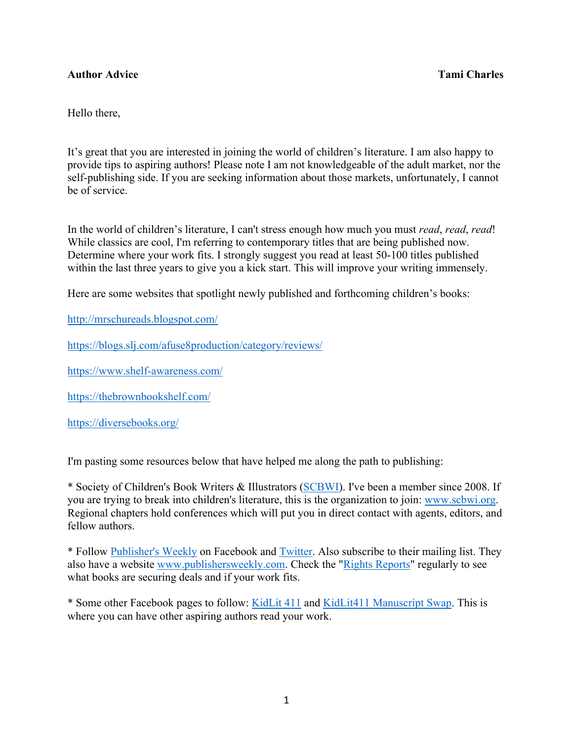**Author Advice** **Tami Charles**

Hello there,

It's great that you are interested in joining the world of children's literature. I am also happy to provide tips to aspiring authors! Please note I am not knowledgeable of the adult market, nor the self-publishing side. If you are seeking information about those markets, unfortunately, I cannot be of service.

In the world of children's literature, I can't stress enough how much you must *read*, *read*, *read*! While classics are cool, I'm referring to contemporary titles that are being published now. Determine where your work fits. I strongly suggest you read at least 50-100 titles published within the last three years to give you a kick start. This will improve your writing immensely.

Here are some websites that spotlight newly published and forthcoming children's books:

http://mrschureads.blogspot.com/

https://blogs.slj.com/afuse8production/category/reviews/

https://www.shelf-awareness.com/

https://thebrownbookshelf.com/

https://diversebooks.org/

I'm pasting some resources below that have helped me along the path to publishing:

* Society of Children's Book Writers & Illustrators (SCBWI). I've been a member since 2008. If you are trying to break into children's literature, this is the organization to join: www.scbwi.org. Regional chapters hold conferences which will put you in direct contact with agents, editors, and fellow authors.

* Follow Publisher's Weekly on Facebook and Twitter. Also subscribe to their mailing list. They also have a website www.publishersweekly.com. Check the "Rights Reports" regularly to see what books are securing deals and if your work fits.

* Some other Facebook pages to follow: KidLit 411 and KidLit411 Manuscript Swap. This is where you can have other aspiring authors read your work.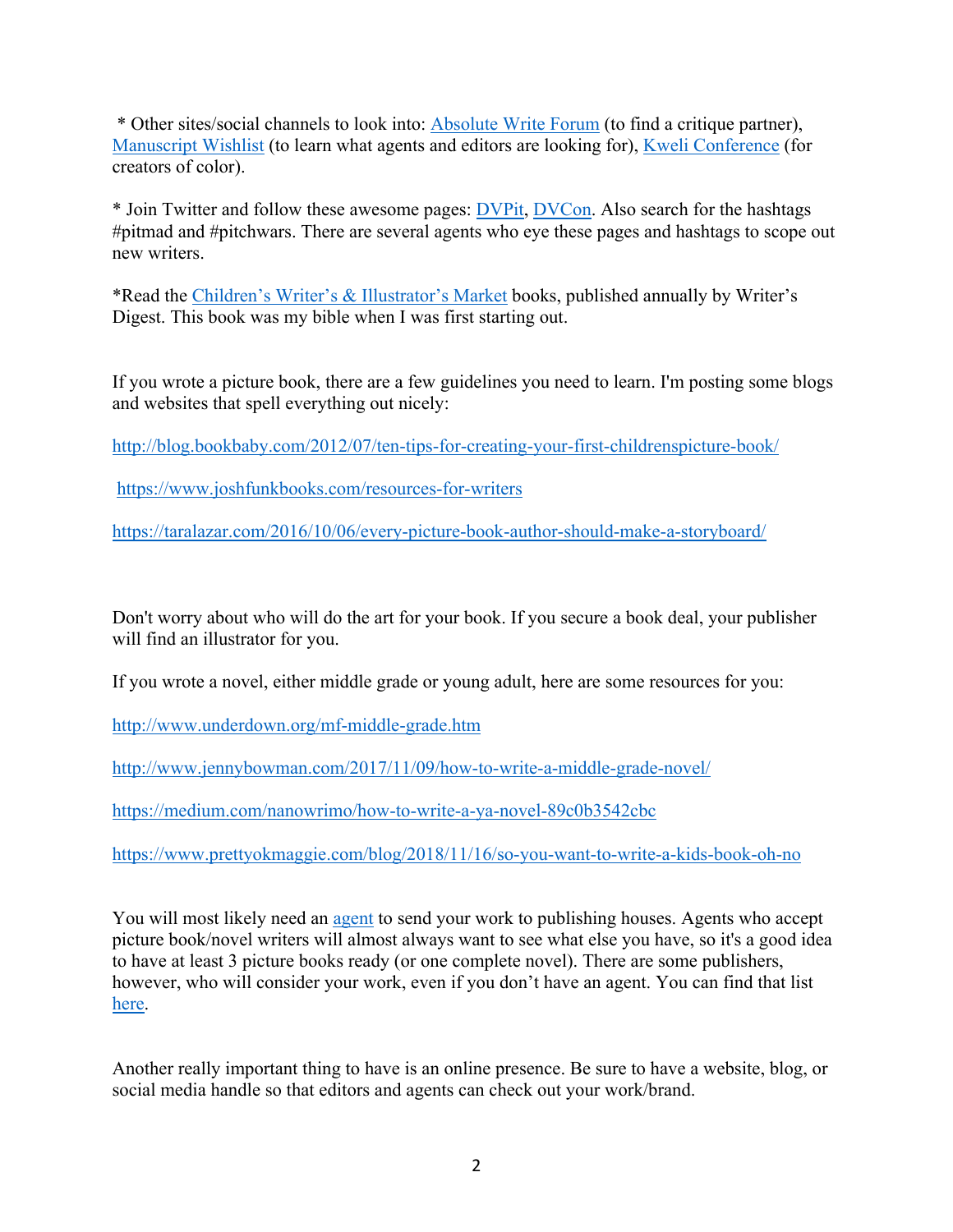* Other sites/social channels to look into: [Absolute Write Forum](#) (to find a critique partner), [Manuscript Wishlist](#) (to learn what agents and editors are looking for), [Kweli Conference](#) (for creators of color).

* Join Twitter and follow these awesome pages: [DVPit](#), [DVCon](#). Also search for the hashtags #pitmad and #pitchwars. There are several agents who eye these pages and hashtags to scope out new writers.

*Read the [Children's Writer's & Illustrator's Market](#) books, published annually by Writer's Digest. This book was my bible when I was first starting out.

If you wrote a picture book, there are a few guidelines you need to learn. I'm posting some blogs and websites that spell everything out nicely:

http://blog.bookbaby.com/2012/07/ten-tips-for-creating-your-first-childrenspicture-book/

https://www.joshfunkbooks.com/resources-for-writers

https://taralazar.com/2016/10/06/every-picture-book-author-should-make-a-storyboard/

Don't worry about who will do the art for your book. If you secure a book deal, your publisher will find an illustrator for you.

If you wrote a novel, either middle grade or young adult, here are some resources for you:

http://www.underdown.org/mf-middle-grade.htm

http://www.jennybowman.com/2017/11/09/how-to-write-a-middle-grade-novel/

https://medium.com/nanowrimo/how-to-write-a-ya-novel-89c0b3542cbc

https://www.prettyokmaggie.com/blog/2018/11/16/so-you-want-to-write-a-kids-book-oh-no

You will most likely need an [agent](#) to send your work to publishing houses. Agents who accept picture book/novel writers will almost always want to see what else you have, so it's a good idea to have at least 3 picture books ready (or one complete novel). There are some publishers, however, who will consider your work, even if you don't have an agent. You can find that list [here](#).

Another really important thing to have is an online presence. Be sure to have a website, blog, or social media handle so that editors and agents can check out your work/brand.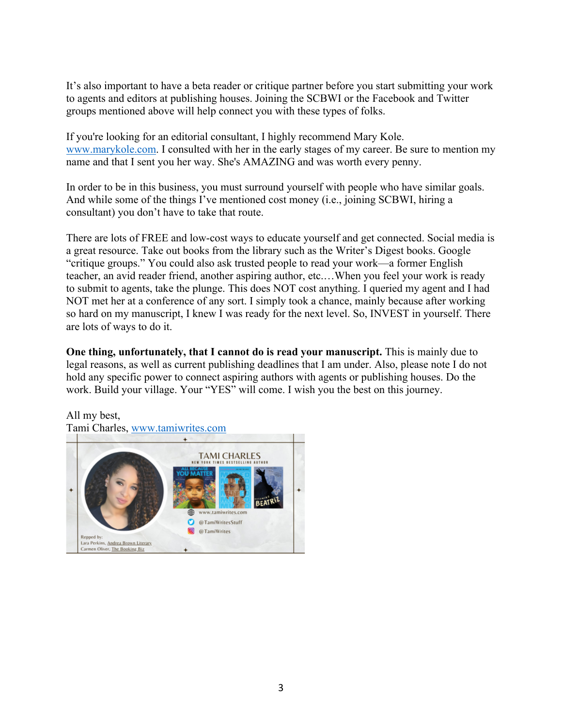It's also important to have a beta reader or critique partner before you start submitting your work to agents and editors at publishing houses. Joining the SCBWI or the Facebook and Twitter groups mentioned above will help connect you with these types of folks.

If you're looking for an editorial consultant, I highly recommend Mary Kole. [www.marykole.com](http://www.marykole.com). I consulted with her in the early stages of my career. Be sure to mention my name and that I sent you her way. She's AMAZING and was worth every penny.

In order to be in this business, you must surround yourself with people who have similar goals. And while some of the things I've mentioned cost money (i.e., joining SCBWI, hiring a consultant) you don't have to take that route.

There are lots of FREE and low-cost ways to educate yourself and get connected. Social media is a great resource. Take out books from the library such as the Writer's Digest books. Google "critique groups." You could also ask trusted people to read your work—a former English teacher, an avid reader friend, another aspiring author, etc.…When you feel your work is ready to submit to agents, take the plunge. This does NOT cost anything. I queried my agent and I had NOT met her at a conference of any sort. I simply took a chance, mainly because after working so hard on my manuscript, I knew I was ready for the next level. So, INVEST in yourself. There are lots of ways to do it.

**One thing, unfortunately, that I cannot do is read your manuscript.** This is mainly due to legal reasons, as well as current publishing deadlines that I am under. Also, please note I do not hold any specific power to connect aspiring authors with agents or publishing houses. Do the work. Build your village. Your "YES" will come. I wish you the best on this journey.

All my best,
Tami Charles, [www.tamiwrites.com](http://www.tamiwrites.com)